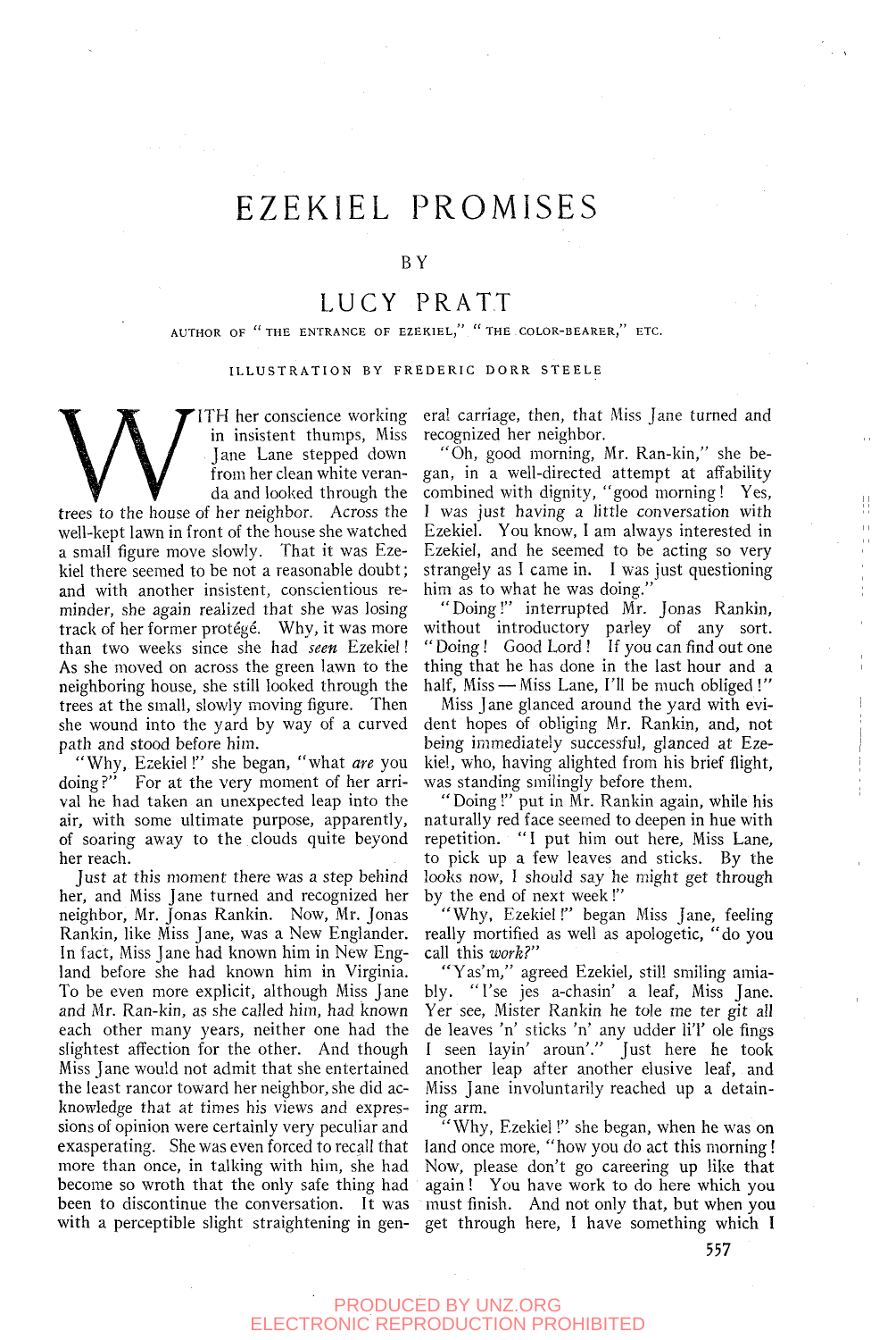# EZEKIEL PROMISES

BY

## LUCY PRATT

AUTHOR OF "THE ENTRANCE OF EZEKIEL," "THE COLOR-BEARER," ETC.

ILLUSTRATION BY FREDERIC DORR STEELE

WITH her conscience working in insistent thumps, Miss Jane Lane stepped down from her clean white veranda and looked through the trees to the house of her neighbor. Across the well-kept lawn in front of the house she watched a small figure move slowly. That it was Ezekiel there seemed to be not a reasonable doubt; and with another insistent, conscientious reminder, she again realized that she was losing track of her former protégé. Why, it was more than two weeks since she had *seen* Ezekiel! As she moved on across the green lawn to the neighboring house, she still looked through the trees at the small, slowly moving figure. Then she wound into the yard by way of a curved path and stood before him.

"Why, Ezekiel!" she began, "what *are* you doing?" For at the very moment of her arrival he had taken an unexpected leap into the air, with some ultimate purpose, apparently, of soaring away to the clouds quite beyond her reach.

Just at this moment there was a step behind her, and Miss Jane turned and recognized her neighbor, Mr. Jonas Rankin. Now, Mr. Jonas Rankin, like Miss Jane, was a New Englander. In fact, Miss Jane had known him in New England before she had known him in Virginia. To be even more explicit, although Miss Jane and Mr. Ran-kin, as she called him, had known each other many years, neither one had the slightest affection for the other. And though Miss Jane would not admit that she entertained the least rancor toward her neighbor, she did acknowledge that at times his views and expressions of opinion were certainly very peculiar and exasperating. She was even forced to recall that more than once, in talking with him, she had become so wroth that the only safe thing had been to discontinue the conversation. It was with a perceptible slight straightening in general carriage, then, that Miss Jane turned and recognized her neighbor.

"Oh, good morning, Mr. Ran-kin," she began, in a well-directed attempt at affability combined with dignity, "good morning! Yes, I was just having a little conversation with Ezekiel. You know, I am always interested in Ezekiel, and he seemed to be acting so very strangely as I came in. I was just questioning him as to what he was doing."

"Doing!" interrupted Mr. Jonas Rankin, without introductory parley of any sort. "Doing! Good Lord! If you can find out one thing that he has done in the last hour and a half, Miss — Miss Lane, I'll be much obliged!"

Miss Jane glanced around the yard with evident hopes of obliging Mr. Rankin, and, not being immediately successful, glanced at Ezekiel, who, having alighted from his brief flight, was standing smilingly before them.

"Doing!" put in Mr. Rankin again, while his naturally red face seemed to deepen in hue with repetition. "I put him out here, Miss Lane, to pick up a few leaves and sticks. By the looks now, I should say he might get through by the end of next week!"

"Why, Ezekiel!" began Miss Jane, feeling really mortified as well as apologetic, "do you call this *work?*"

"Yas'm," agreed Ezekiel, still smiling amiably. "I'se jes a-chasin' a leaf, Miss Jane. Yer see, Mister Rankin he tole me ter git all de leaves 'n' sticks 'n' any udder li'l' ole fings I seen layin' aroun'." Just here he took another leap after another elusive leaf, and Miss Jane involuntarily reached up a detaining arm.

"Why, Ezekiel!" she began, when he was on land once more, "how you do act this morning! Now, please don't go careering up like that again! You have work to do here which you must finish. And not only that, but when you get through here, I have something which I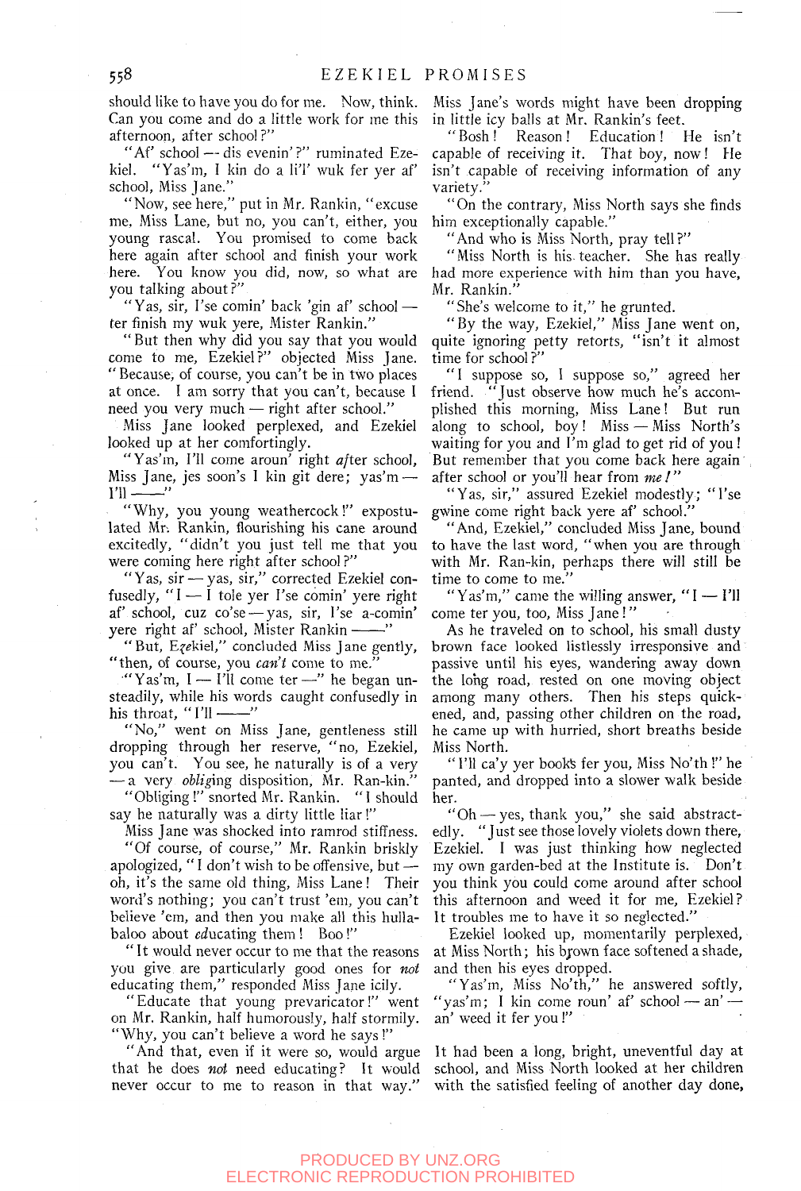should like to have you do for me. Now, think. Can you come and do a little work for me this afternoon, after school?"

"Af' school — dis evenin'?" ruminated Ezekiel. "Yas'm, I kin do a li'l' wuk fer yer af' school, Miss Jane."

"Now, see here," put in Mr. Rankin, "excuse me, Miss Lane, but no, you can't, either, you young rascal. You promised to come back here again after school and finish your work here. You know you did, now, so what are you talking about?"

"Yas, sir, I'se comin' back 'gin af' school — ter finish my wuk yere, Mister Rankin."

"But then why did you say that you would come to me, Ezekiel?" objected Miss Jane. "Because, of course, you can't be in two places at once. I am sorry that you can't, because I need you very much — right after school."

Miss Jane looked perplexed, and Ezekiel looked up at her comfortingly.

"Yas'm, I'll come aroun' right *after* school, Miss Jane, jes soon's I kin git dere; yas'm — I'll ——"

"Why, you young weathercock!" expostulated Mr. Rankin, flourishing his cane around excitedly, "didn't you just tell me that you were coming here right after school?"

"Yas, sir — yas, sir," corrected Ezekiel confusedly, "I — I tole yer I'se comin' yere right af' school, cuz co'se — yas, sir, I'se a-comin' yere right af' school, Mister Rankin ——"

"But, Ezekiel," concluded Miss Jane gently, "then, of course, you *can't* come to me."

"Yas'm, I — I'll come ter —" he began unsteadily, while his words caught confusedly in his throat, "I'll ——"

"No," went on Miss Jane, gentleness still dropping through her reserve, "no, Ezekiel, you can't. You see, he naturally is of a very — a very *oblig*ing disposition, Mr. Ran-kin."

"Obliging!" snorted Mr. Rankin. "I should say he naturally was a dirty little liar!"

Miss Jane was shocked into ramrod stiffness.

"Of course, of course," Mr. Rankin briskly apologized, "I don't wish to be offensive, but — oh, it's the same old thing, Miss Lane! Their word's nothing; you can't trust 'em, you can't believe 'em, and then you make all this hullabaloo about *ed*ucating them! Boo!"

"It would never occur to me that the reasons you give are particularly good ones for *not* educating them," responded Miss Jane icily.

"Educate that young prevaricator!" went on Mr. Rankin, half humorously, half stormily. "Why, you can't believe a word he says!"

"And that, even if it were so, would argue that he does *not* need educating? It would never occur to me to reason in that way." Miss Jane's words might have been dropping in little icy balls at Mr. Rankin's feet.

"Bosh! Reason! Education! He isn't capable of receiving it. That boy, now! He isn't capable of receiving information of any variety."

"On the contrary, Miss North says she finds him exceptionally capable."

"And who is Miss North, pray tell?"

"Miss North is his teacher. She has really had more experience with him than you have, Mr. Rankin."

"She's welcome to it," he grunted.

"By the way, Ezekiel," Miss Jane went on, quite ignoring petty retorts, "isn't it almost time for school?"

"I suppose so, I suppose so," agreed her friend. "Just observe how much he's accomplished this morning, Miss Lane! But run along to school, boy! Miss — Miss North's waiting for you and I'm glad to get rid of you! But remember that you come back here again after school or you'll hear from *me!*"

"Yas, sir," assured Ezekiel modestly; "I'se gwine come right back yere af' school."

"And, Ezekiel," concluded Miss Jane, bound to have the last word, "when you are through with Mr. Ran-kin, perhaps there will still be time to come to me."

"Yas'm," came the willing answer, "I — I'll come ter you, too, Miss Jane!"

As he traveled on to school, his small dusty brown face looked listlessly irresponsive and passive until his eyes, wandering away down the long road, rested on one moving object among many others. Then his steps quickened, and, passing other children on the road, he came up with hurried, short breaths beside Miss North.

"I'll ca'y yer books fer you, Miss No'th!" he panted, and dropped into a slower walk beside her.

"Oh — yes, thank you," she said abstractedly. "Just see those lovely violets down there, Ezekiel. I was just thinking how neglected my own garden-bed at the Institute is. Don't you think you could come around after school this afternoon and weed it for me, Ezekiel? It troubles me to have it so neglected."

Ezekiel looked up, momentarily perplexed, at Miss North; his brown face softened a shade, and then his eyes dropped.

"Yas'm, Miss No'th," he answered softly, "yas'm; I kin come roun' af' school — an' — an' weed it fer you!"

It had been a long, bright, uneventful day at school, and Miss North looked at her children with the satisfied feeling of another day done,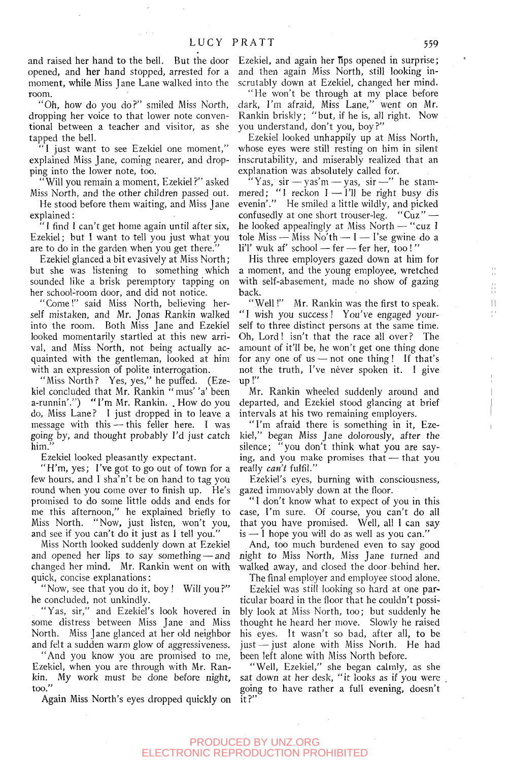and raised her hand to the bell. But the door opened, and her hand stopped, arrested for a moment, while Miss Jane Lane walked into the room.

"Oh, how do you do?" smiled Miss North, dropping her voice to that lower note conventional between a teacher and visitor, as she tapped the bell.

"I just want to see Ezekiel one moment," explained Miss Jane, coming nearer, and dropping into the lower note, too.

"Will you remain a moment, Ezekiel?" asked Miss North, and the other children passed out.

He stood before them waiting, and Miss Jane explained:

"I find I can't get home again until after six, Ezekiel; but I want to tell you just what you are to do in the garden when you get there."

Ezekiel glanced a bit evasively at Miss North; but she was listening to something which sounded like a brisk peremptory tapping on her school-room door, and did not notice.

"Come!" said Miss North, believing herself mistaken, and Mr. Jonas Rankin walked into the room. Both Miss Jane and Ezekiel looked momentarily startled at this new arrival, and Miss North, not being actually acquainted with the gentleman, looked at him with an expression of polite interrogation.

"Miss North? Yes, yes," he puffed. (Ezekiel concluded that Mr. Rankin "mus' 'a' been a-runnin'.") "I'm Mr. Rankin. How do you do, Miss Lane? I just dropped in to leave a message with this — this feller here. I was going by, and thought probably I'd just catch him."

Ezekiel looked pleasantly expectant.

"H'm, yes; I've got to go out of town for a few hours, and I sha'n't be on hand to tag you round when you come over to finish up. He's promised to do some little odds and ends for me this afternoon," he explained briefly to Miss North. "Now, just listen, won't you, and see if you can't do it just as I tell you."

Miss North looked suddenly down at Ezekiel and opened her lips to say something — and changed her mind. Mr. Rankin went on with quick, concise explanations:

"Now, see that you do it, boy! Will you?" he concluded, not unkindly.

"Yas, sir," and Ezekiel's look hovered in some distress between Miss Jane and Miss North. Miss Jane glanced at her old neighbor and felt a sudden warm glow of aggressiveness.

"And you know you are promised to me, Ezekiel, when you are through with Mr. Rankin. My work must be done before night, too."

Again Miss North's eyes dropped quickly on Ezekiel, and again her lips opened in surprise; and then again Miss North, still looking inscrutably down at Ezekiel, changed her mind.

"He won't be through at my place before dark, I'm afraid, Miss Lane," went on Mr. Rankin briskly; "but, if he is, all right. Now you understand, don't you, boy?"

Ezekiel looked unhappily up at Miss North, whose eyes were still resting on him in silent inscrutability, and miserably realized that an explanation was absolutely called for.

"Yas, sir — yas'm — yas, sir —" he stammered; "I reckon I — I'll be right busy dis evenin'." He smiled a little wildly, and picked confusedly at one short trouser-leg. "Cuz" — he looked appealingly at Miss North — "cuz I tole Miss — Miss No'th — I — I'se gwine do a li'l' wuk af' school — fer — fer her, too!"

His three employers gazed down at him for a moment, and the young employee, wretched with self-abasement, made no show of gazing back.

"Well!" Mr. Rankin was the first to speak. "I wish *you* success! You've engaged yourself to three distinct persons at the same time. Oh, Lord! isn't that the race all over? The amount of it'll be, he won't get one thing done for any one of us — not one thing! If that's not the truth, I've nèver spoken it. I give up!"

Mr. Rankin wheeled suddenly around and departed, and Ezekiel stood glancing at brief intervals at his two remaining employers.

"I'm afraid there is something in it, Ezekiel," began Miss Jane dolorously, after the silence; "you don't think what you are saying, and you make promises that — that you really *can't* fulfil."

Ezekiel's eyes, burning with consciousness, gazed immovably down at the floor.

"I don't know what to expect of you in this case, I'm sure. Of course, you can't do all that you have promised. Well, all I can say is — I hope you will do as well as you can."

And, too much burdened even to say good night to Miss North, Miss Jane turned and walked away, and closed the door behind her.

The final employer and employee stood alone.

Ezekiel was still looking so hard at one particular board in the floor that he couldn't possibly look at Miss North, too; but suddenly he thought he heard her move. Slowly he raised his eyes. It wasn't so bad, after all, to be just — just alone with Miss North. He had been left alone with Miss North before.

"Well, Ezekiel," she began calmly, as she sat down at her desk, "it looks as if you were going to have rather a full evening, doesn't it?"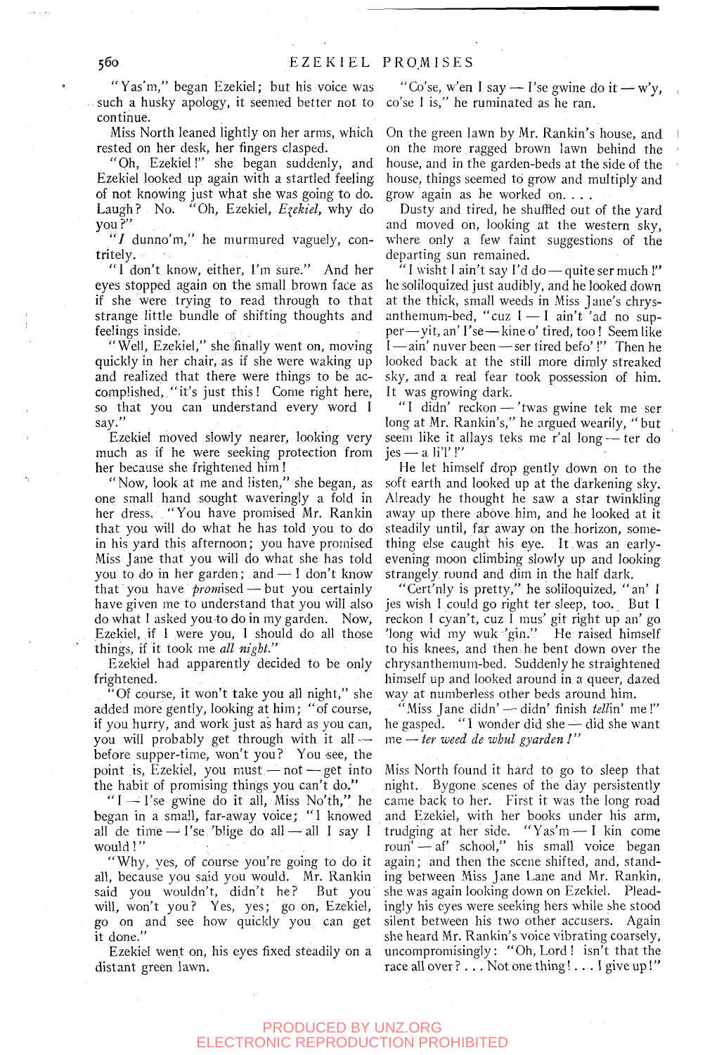"Yas'm," began Ezekiel; but his voice was such a husky apology, it seemed better not to continue.

Miss North leaned lightly on her arms, which rested on her desk, her fingers clasped.

"Oh, Ezekiel!" she began suddenly, and Ezekiel looked up again with a startled feeling of not knowing just what she was going to do. Laugh? No. "Oh, Ezekiel, *Ezekiel*, why do you?"

"*I* dunno'm," he murmured vaguely, contritely.

"I don't know, either, I'm sure." And her eyes stopped again on the small brown face as if she were trying to read through to that strange little bundle of shifting thoughts and feelings inside.

"Well, Ezekiel," she finally went on, moving quickly in her chair, as if she were waking up and realized that there were things to be accomplished, "it's just this! Come right here, so that you can understand every word I say."

Ezekiel moved slowly nearer, looking very much as if he were seeking protection from her because she frightened him!

"Now, look at me and listen," she began, as one small hand sought waveringly a fold in her dress. "You have promised Mr. Rankin that you will do what he has told you to do in his yard this afternoon; you have promised Miss Jane that you will do what she has told you to do in her garden; and — I don't know that you have *prom*ised — but you certainly have given me to understand that you will also do what I asked you to do in my garden. Now, Ezekiel, if I were you, I should do all those things, if it took me *all night*."

Ezekiel had apparently decided to be only frightened.

"Of course, it won't take you all night," she added more gently, looking at him; "of course, if you hurry, and work just as hard as you can, you will probably get through with it all — before supper-time, won't you? You see, the point is, Ezekiel, you must — not — get into the habit of promising things you can't do."

"I — I'se gwine do it all, Miss No'th," he began in a small, far-away voice; "I knowed all de time — I'se 'blige do all — all I say I would!"

"Why, yes, of course you're going to do it all, because you said you would. Mr. Rankin said you wouldn't, didn't he? But you will, won't you? Yes, yes; go on, Ezekiel, go on and see how quickly you can get it done."

Ezekiel went on, his eyes fixed steadily on a distant green lawn.

"Co'se, w'en I say — I'se gwine do it — w'y, co'se I is," he ruminated as he ran.

On the green lawn by Mr. Rankin's house, and on the more ragged brown lawn behind the house, and in the garden-beds at the side of the house, things seemed to grow and multiply and grow again as he worked on. . . .

Dusty and tired, he shuffled out of the yard and moved on, looking at the western sky, where only a few faint suggestions of the departing sun remained.

"I wisht I ain't say I'd do — quite ser much!" he soliloquized just audibly, and he looked down at the thick, small weeds in Miss Jane's chrysanthemum-bed, "cuz I — I ain't 'ad no supper — yit, an' I'se — kine o' tired, too! Seem like I — ain' nuver been — ser tired befo'!" Then he looked back at the still more dimly streaked sky, and a real fear took possession of him. It was growing dark.

"I didn' reckon — 'twas gwine tek me ser long at Mr. Rankin's," he argued wearily, "but seem like it allays teks me r'al long — ter do jes — a li'l'!"

He let himself drop gently down on to the soft earth and looked up at the darkening sky. Already he thought he saw a star twinkling away up there above him, and he looked at it steadily until, far away on the horizon, something else caught his eye. It was an early-evening moon climbing slowly up and looking strangely round and dim in the half dark.

"Cert'nly is pretty," he soliloquized, "an' I jes wish I could go right ter sleep, too. But I reckon I cyan't, cuz I mus' git right up an' go 'long wid my wuk 'gin." He raised himself to his knees, and then he bent down over the chrysanthemum-bed. Suddenly he straightened himself up and looked around in a queer, dazed way at numberless other beds around him.

"Miss Jane didn' — didn' finish *tellin'* me!" he gasped. "I wonder did she — did she want me — *ter weed de whul gyarden!*"

Miss North found it hard to go to sleep that night. Bygone scenes of the day persistently came back to her. First it was the long road and Ezekiel, with her books under his arm, trudging at her side. "Yas'm — I kin come roun' — af' school," his small voice began again; and then the scene shifted, and, standing between Miss Jane Lane and Mr. Rankin, she was again looking down on Ezekiel. Pleadingly his eyes were seeking hers while she stood silent between his two other accusers. Again she heard Mr. Rankin's voice vibrating coarsely, uncompromisingly: "Oh, Lord! isn't that the race all over? . . . Not one thing! . . . I give up!"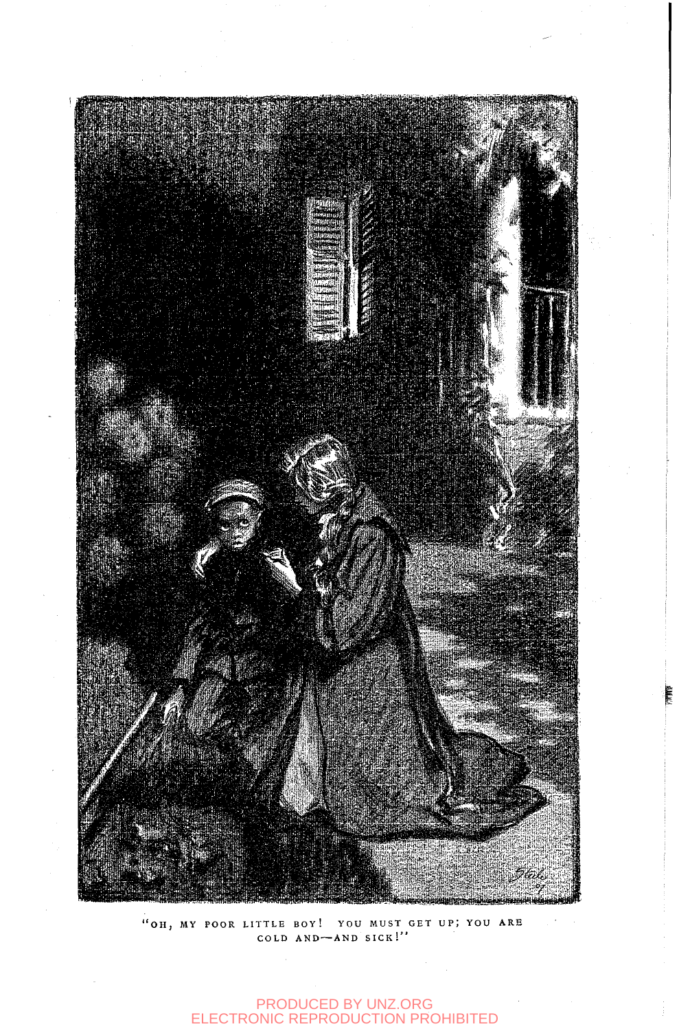"OH, MY POOR LITTLE BOY! YOU MUST GET UP; YOU ARE COLD AND—AND SICK!"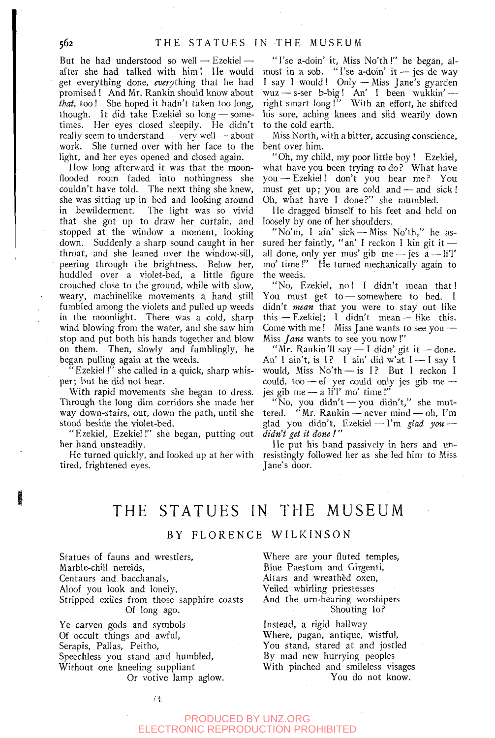But he had understood so well — Ezekiel — after she had talked with him! He would get everything done, *every*thing that he had promised! And Mr. Rankin should know about *that,* too! She hoped it hadn't taken too long, though. It did take Ezekiel so long — sometimes. Her eyes closed sleepily. He didn't really seem to understand — very well — about work. She turned over with her face to the light, and her eyes opened and closed again.

How long afterward it was that the moon-flooded room faded into nothingness she couldn't have told. The next thing she knew, she was sitting up in bed and looking around in bewilderment. The light was so vivid that she got up to draw her curtain, and stopped at the window a moment, looking down. Suddenly a sharp sound caught in her throat, and she leaned over the window-sill, peering through the brightness. Below her, huddled over a violet-bed, a little figure crouched close to the ground, while with slow, weary, machinelike movements a hand still fumbled among the violets and pulled up weeds in the moonlight. There was a cold, sharp wind blowing from the water, and she saw him stop and put both his hands together and blow on them. Then, slowly and fumblingly, he began pulling again at the weeds.

"Ezekiel!" she called in a quick, sharp whisper; but he did not hear.

With rapid movements she began to dress. Through the long dim corridors she made her way down-stairs, out, down the path, until she stood beside the violet-bed.

"Ezekiel, Ezekiel!" she began, putting out her hand unsteadily.

He turned quickly, and looked up at her with tired, frightened eyes.

"I'se a-doin' it, Miss No'th!" he began, almost in a sob. "I'se a-doin' it — jes de way I say I would! Only — Miss Jane's gyarden wuz — s-ser b-big! An' I been wukkin' — right smart long!" With an effort, he shifted his sore, aching knees and slid wearily down to the cold earth.

Miss North, with a bitter, accusing conscience, bent over him.

"Oh, my child, my poor little boy! Ezekiel, what have you been trying to do? What have you — Ezekiel! don't you hear me? You must get up; you are cold and — and sick! Oh, what have I done?" she mumbled.

He dragged himself to his feet and held on loosely by one of her shoulders.

"No'm, I ain' sick — Miss No'th," he assured her faintly, "an' I reckon I kin git it — all done, only yer mus' gib me — jes a — li'l' mo' time!" He turned mechanically again to the weeds.

"No, Ezekiel, no! I didn't mean that! You must get to — somewhere to bed. I didn't *mean* that you were to stay out like this — Ezekiel; I didn't mean — like this. Come with me! Miss Jane wants to see you — Miss *Jane* wants to see you now!"

"Mr. Rankin'll say — I didn' git it — done. An' I ain't, is I? I ain' did w'at I — I say I would, Miss No'th — is I? But I reckon I could, too — ef yer could only jes gib me — jes gib me — a li'l' mo' time!"

"No, you didn't — you didn't," she muttered. "Mr. Rankin — never mind — oh, I'm glad you didn't, Ezekiel — I'm *glad you — didn't get it done!*"

He put his hand passively in hers and unresistingly followed her as she led him to Miss Jane's door.

# THE STATUES IN THE MUSEUM

## BY FLORENCE WILKINSON

Statues of fauns and wrestlers,
Marble-chill nereids,
Centaurs and bacchanals,
Aloof you look and lonely,
Stripped exiles from those sapphire coasts
Of long ago.

Ye carven gods and symbols
Of occult things and awful,
Serapis, Pallas, Peitho,
Speechless you stand and humbled,
Without one kneeling suppliant
Or votive lamp aglow.

Where are your fluted temples,
Blue Paestum and Girgenti,
Altars and wreathèd oxen,
Veiled whirling priestesses
And the urn-bearing worshipers
Shouting Io?

Instead, a rigid hallway
Where, pagan, antique, wistful,
You stand, stared at and jostled
By mad new hurrying peoples
With pinched and smileless visages
You do not know.